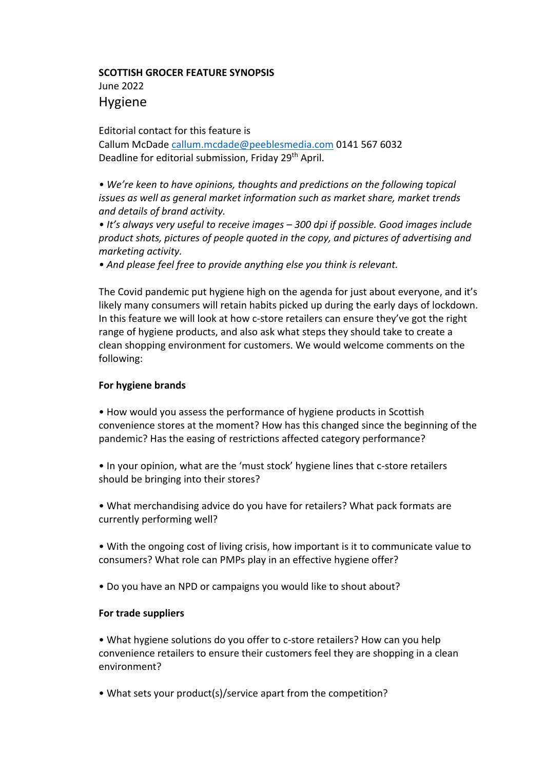**SCOTTISH GROCER FEATURE SYNOPSIS**

June 2022

## Hygiene

Editorial contact for this feature is
Callum McDade callum.mcdade@peeblesmedia.com 0141 567 6032
Deadline for editorial submission, Friday 29th April.

- *We're keen to have opinions, thoughts and predictions on the following topical issues as well as general market information such as market share, market trends and details of brand activity.*
- *It's always very useful to receive images – 300 dpi if possible. Good images include product shots, pictures of people quoted in the copy, and pictures of advertising and marketing activity.*
- *And please feel free to provide anything else you think is relevant.*

The Covid pandemic put hygiene high on the agenda for just about everyone, and it's likely many consumers will retain habits picked up during the early days of lockdown. In this feature we will look at how c-store retailers can ensure they've got the right range of hygiene products, and also ask what steps they should take to create a clean shopping environment for customers. We would welcome comments on the following:

**For hygiene brands**

- How would you assess the performance of hygiene products in Scottish convenience stores at the moment? How has this changed since the beginning of the pandemic? Has the easing of restrictions affected category performance?

- In your opinion, what are the 'must stock' hygiene lines that c-store retailers should be bringing into their stores?

- What merchandising advice do you have for retailers? What pack formats are currently performing well?

- With the ongoing cost of living crisis, how important is it to communicate value to consumers? What role can PMPs play in an effective hygiene offer?

- Do you have an NPD or campaigns you would like to shout about?

**For trade suppliers**

- What hygiene solutions do you offer to c-store retailers? How can you help convenience retailers to ensure their customers feel they are shopping in a clean environment?

- What sets your product(s)/service apart from the competition?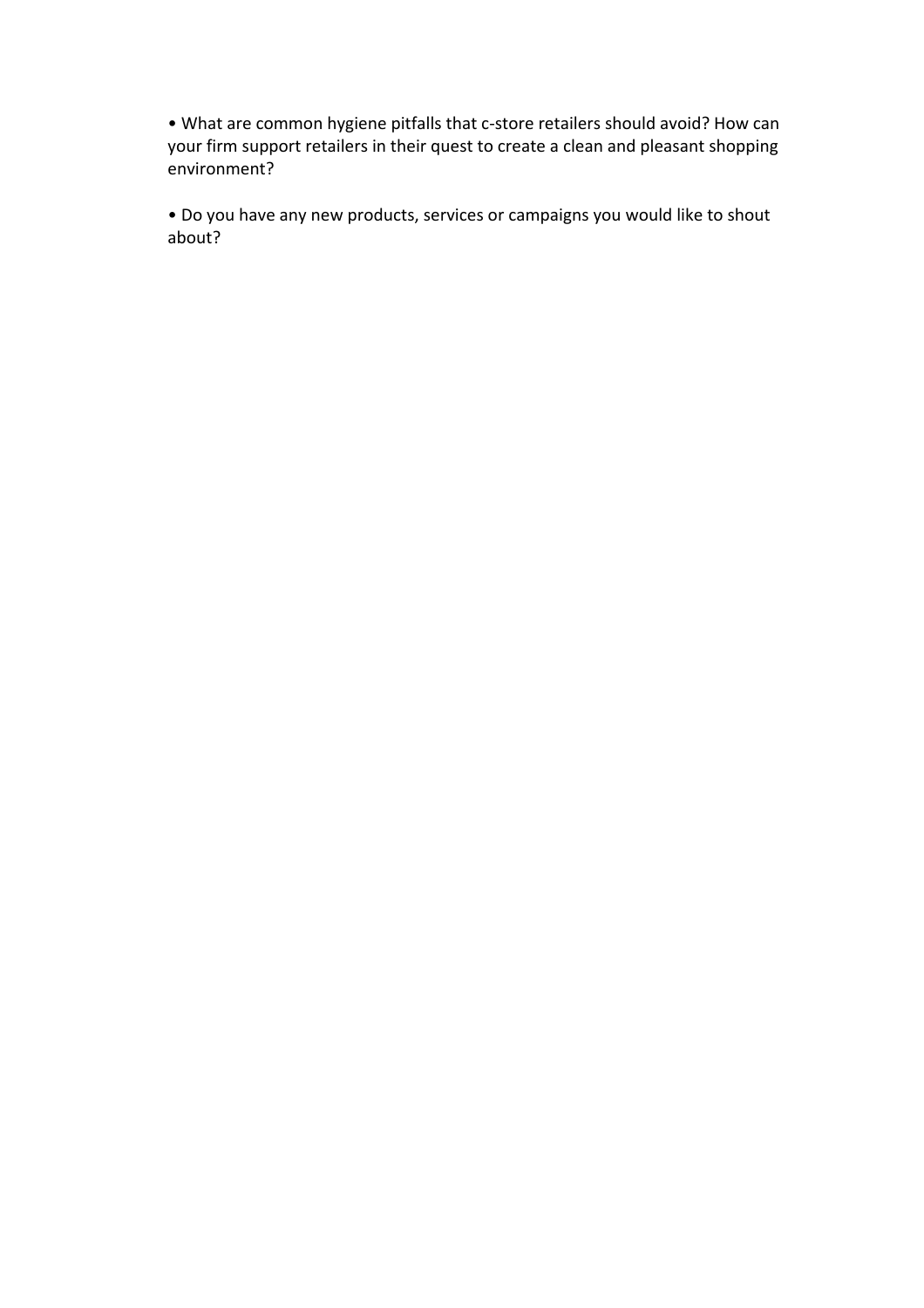- What are common hygiene pitfalls that c-store retailers should avoid? How can your firm support retailers in their quest to create a clean and pleasant shopping environment?

- Do you have any new products, services or campaigns you would like to shout about?